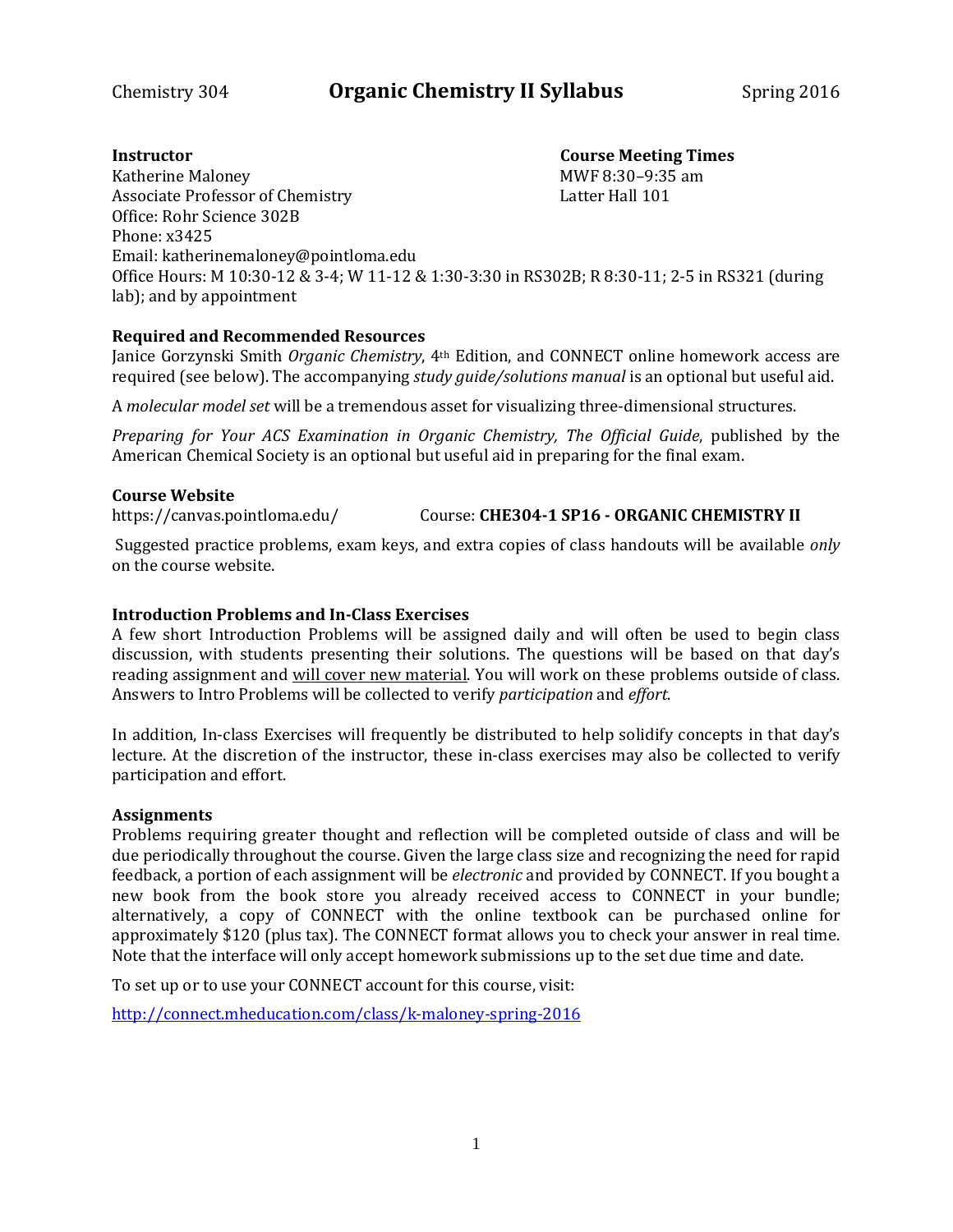Chemistry 304 **Organic Chemistry II Syllabus** Spring 2016

**Instructor**
Katherine Maloney
Associate Professor of Chemistry
Office: Rohr Science 302B
Phone: x3425
Email: katherinemaloney@pointloma.edu
Office Hours: M 10:30-12 & 3-4; W 11-12 & 1:30-3:30 in RS302B; R 8:30-11; 2-5 in RS321 (during lab); and by appointment

**Course Meeting Times**
MWF 8:30–9:35 am
Latter Hall 101

**Required and Recommended Resources**

Janice Gorzynski Smith *Organic Chemistry*, 4th Edition, and CONNECT online homework access are required (see below). The accompanying *study guide/solutions manual* is an optional but useful aid.

A *molecular model set* will be a tremendous asset for visualizing three-dimensional structures.

*Preparing for Your ACS Examination in Organic Chemistry, The Official Guide*, published by the American Chemical Society is an optional but useful aid in preparing for the final exam.

**Course Website**

https://canvas.pointloma.edu/ Course: **CHE304-1 SP16 - ORGANIC CHEMISTRY II**

Suggested practice problems, exam keys, and extra copies of class handouts will be available *only* on the course website.

**Introduction Problems and In-Class Exercises**

A few short Introduction Problems will be assigned daily and will often be used to begin class discussion, with students presenting their solutions. The questions will be based on that day's reading assignment and <u>will cover new material</u>. You will work on these problems outside of class. Answers to Intro Problems will be collected to verify *participation* and *effort*.

In addition, In-class Exercises will frequently be distributed to help solidify concepts in that day's lecture. At the discretion of the instructor, these in-class exercises may also be collected to verify participation and effort.

**Assignments**

Problems requiring greater thought and reflection will be completed outside of class and will be due periodically throughout the course. Given the large class size and recognizing the need for rapid feedback, a portion of each assignment will be *electronic* and provided by CONNECT. If you bought a new book from the book store you already received access to CONNECT in your bundle; alternatively, a copy of CONNECT with the online textbook can be purchased online for approximately $120 (plus tax). The CONNECT format allows you to check your answer in real time. Note that the interface will only accept homework submissions up to the set due time and date.

To set up or to use your CONNECT account for this course, visit:

http://connect.mheducation.com/class/k-maloney-spring-2016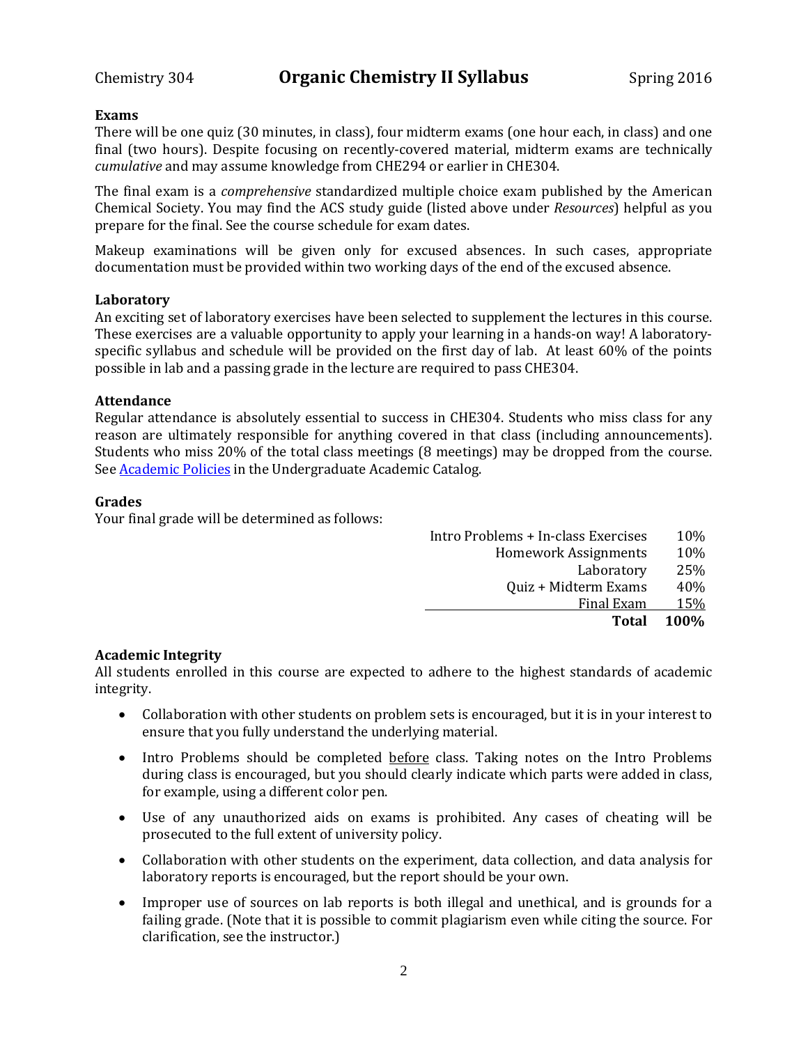## Exams

There will be one quiz (30 minutes, in class), four midterm exams (one hour each, in class) and one final (two hours). Despite focusing on recently-covered material, midterm exams are technically *cumulative* and may assume knowledge from CHE294 or earlier in CHE304.

The final exam is a *comprehensive* standardized multiple choice exam published by the American Chemical Society. You may find the ACS study guide (listed above under *Resources*) helpful as you prepare for the final. See the course schedule for exam dates.

Makeup examinations will be given only for excused absences. In such cases, appropriate documentation must be provided within two working days of the end of the excused absence.

## Laboratory

An exciting set of laboratory exercises have been selected to supplement the lectures in this course. These exercises are a valuable opportunity to apply your learning in a hands-on way! A laboratory-specific syllabus and schedule will be provided on the first day of lab. At least 60% of the points possible in lab and a passing grade in the lecture are required to pass CHE304.

## Attendance

Regular attendance is absolutely essential to success in CHE304. Students who miss class for any reason are ultimately responsible for anything covered in that class (including announcements). Students who miss 20% of the total class meetings (8 meetings) may be dropped from the course. See Academic Policies in the Undergraduate Academic Catalog.

## Grades

Your final grade will be determined as follows:

| Component | Weight |
|---|---|
| Intro Problems + In-class Exercises | 10% |
| Homework Assignments | 10% |
| Laboratory | 25% |
| Quiz + Midterm Exams | 40% |
| Final Exam | 15% |
| **Total** | **100%** |

## Academic Integrity

All students enrolled in this course are expected to adhere to the highest standards of academic integrity.

- Collaboration with other students on problem sets is encouraged, but it is in your interest to ensure that you fully understand the underlying material.
- Intro Problems should be completed before class. Taking notes on the Intro Problems during class is encouraged, but you should clearly indicate which parts were added in class, for example, using a different color pen.
- Use of any unauthorized aids on exams is prohibited. Any cases of cheating will be prosecuted to the full extent of university policy.
- Collaboration with other students on the experiment, data collection, and data analysis for laboratory reports is encouraged, but the report should be your own.
- Improper use of sources on lab reports is both illegal and unethical, and is grounds for a failing grade. (Note that it is possible to commit plagiarism even while citing the source. For clarification, see the instructor.)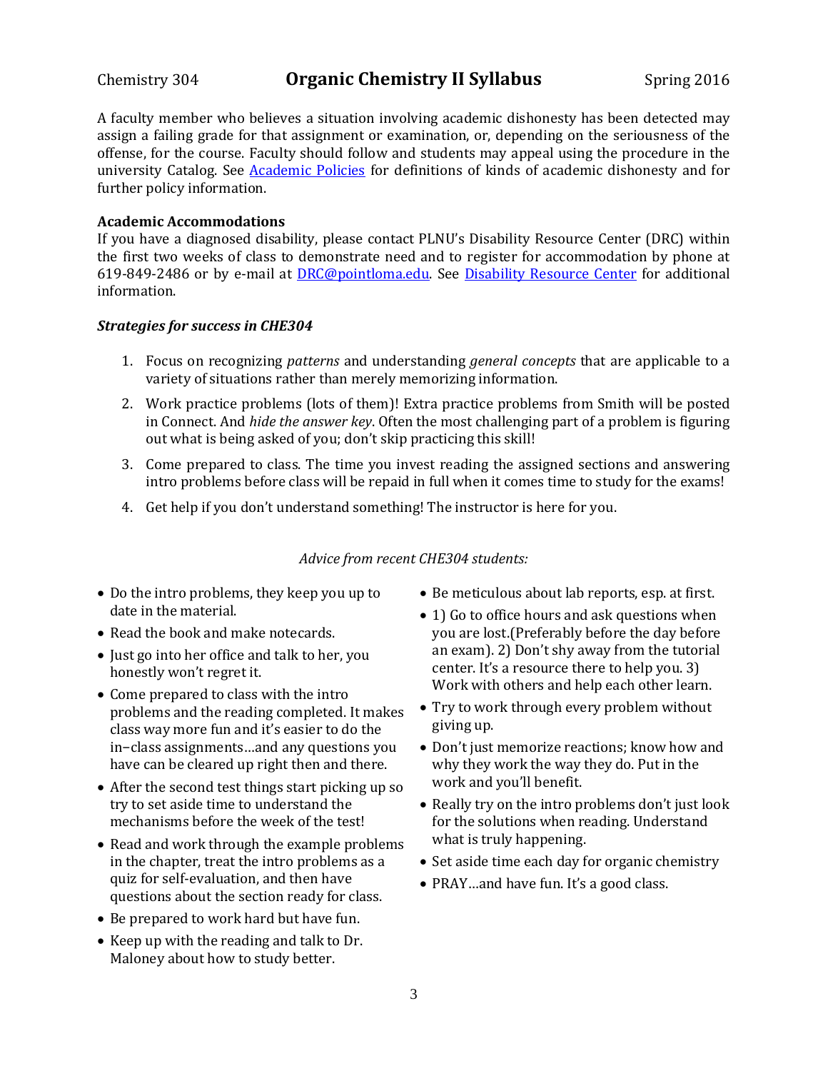A faculty member who believes a situation involving academic dishonesty has been detected may assign a failing grade for that assignment or examination, or, depending on the seriousness of the offense, for the course. Faculty should follow and students may appeal using the procedure in the university Catalog. See [Academic Policies] for definitions of kinds of academic dishonesty and for further policy information.

**Academic Accommodations**

If you have a diagnosed disability, please contact PLNU's Disability Resource Center (DRC) within the first two weeks of class to demonstrate need and to register for accommodation by phone at 619-849-2486 or by e-mail at DRC@pointloma.edu. See Disability Resource Center for additional information.

***Strategies for success in CHE304***

1. Focus on recognizing *patterns* and understanding *general concepts* that are applicable to a variety of situations rather than merely memorizing information.
2. Work practice problems (lots of them)! Extra practice problems from Smith will be posted in Connect. And *hide the answer key*. Often the most challenging part of a problem is figuring out what is being asked of you; don't skip practicing this skill!
3. Come prepared to class. The time you invest reading the assigned sections and answering intro problems before class will be repaid in full when it comes time to study for the exams!
4. Get help if you don't understand something! The instructor is here for you.

*Advice from recent CHE304 students:*

- Do the intro problems, they keep you up to date in the material.
- Read the book and make notecards.
- Just go into her office and talk to her, you honestly won't regret it.
- Come prepared to class with the intro problems and the reading completed. It makes class way more fun and it's easier to do the in–class assignments…and any questions you have can be cleared up right then and there.
- After the second test things start picking up so try to set aside time to understand the mechanisms before the week of the test!
- Read and work through the example problems in the chapter, treat the intro problems as a quiz for self-evaluation, and then have questions about the section ready for class.
- Be prepared to work hard but have fun.
- Keep up with the reading and talk to Dr. Maloney about how to study better.
- Be meticulous about lab reports, esp. at first.
- 1) Go to office hours and ask questions when you are lost.(Preferably before the day before an exam). 2) Don't shy away from the tutorial center. It's a resource there to help you. 3) Work with others and help each other learn.
- Try to work through every problem without giving up.
- Don't just memorize reactions; know how and why they work the way they do. Put in the work and you'll benefit.
- Really try on the intro problems don't just look for the solutions when reading. Understand what is truly happening.
- Set aside time each day for organic chemistry
- PRAY…and have fun. It's a good class.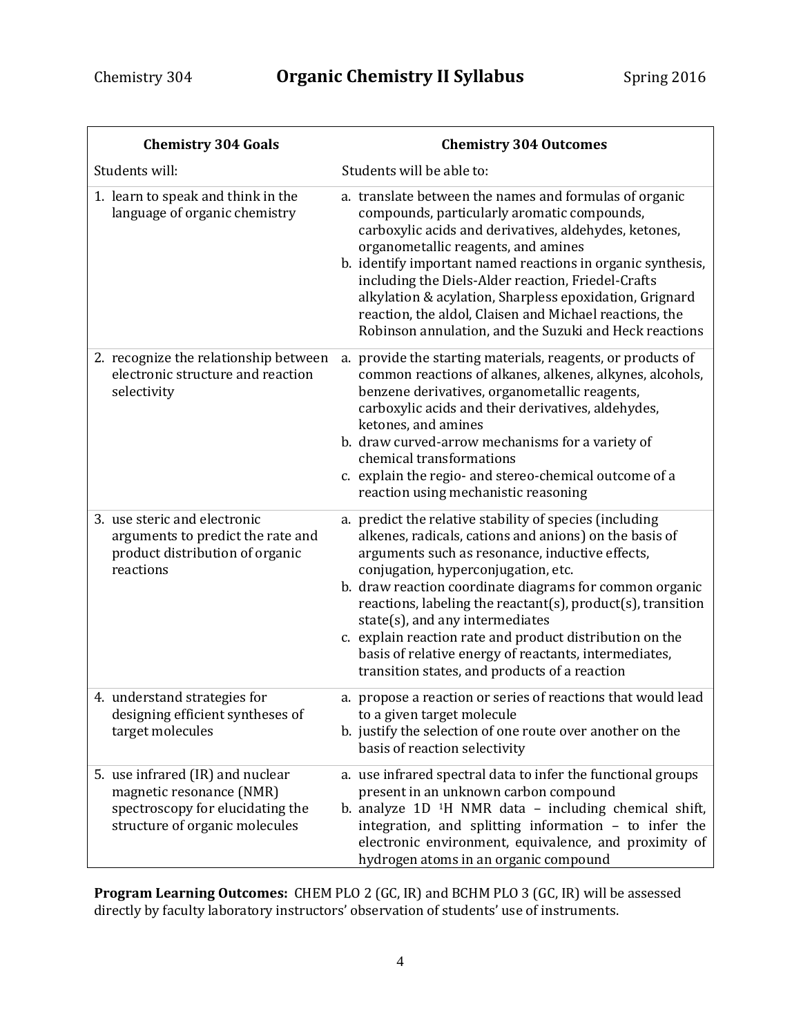| Chemistry 304 Goals | Chemistry 304 Outcomes |
|---|---|
| Students will: | Students will be able to: |
| 1. learn to speak and think in the language of organic chemistry | a. translate between the names and formulas of organic compounds, particularly aromatic compounds, carboxylic acids and derivatives, aldehydes, ketones, organometallic reagents, and amines<br>b. identify important named reactions in organic synthesis, including the Diels-Alder reaction, Friedel-Crafts alkylation & acylation, Sharpless epoxidation, Grignard reaction, the aldol, Claisen and Michael reactions, the Robinson annulation, and the Suzuki and Heck reactions |
| 2. recognize the relationship between electronic structure and reaction selectivity | a. provide the starting materials, reagents, or products of common reactions of alkanes, alkenes, alkynes, alcohols, benzene derivatives, organometallic reagents, carboxylic acids and their derivatives, aldehydes, ketones, and amines<br>b. draw curved-arrow mechanisms for a variety of chemical transformations<br>c. explain the regio- and stereo-chemical outcome of a reaction using mechanistic reasoning |
| 3. use steric and electronic arguments to predict the rate and product distribution of organic reactions | a. predict the relative stability of species (including alkenes, radicals, cations and anions) on the basis of arguments such as resonance, inductive effects, conjugation, hyperconjugation, etc.<br>b. draw reaction coordinate diagrams for common organic reactions, labeling the reactant(s), product(s), transition state(s), and any intermediates<br>c. explain reaction rate and product distribution on the basis of relative energy of reactants, intermediates, transition states, and products of a reaction |
| 4. understand strategies for designing efficient syntheses of target molecules | a. propose a reaction or series of reactions that would lead to a given target molecule<br>b. justify the selection of one route over another on the basis of reaction selectivity |
| 5. use infrared (IR) and nuclear magnetic resonance (NMR) spectroscopy for elucidating the structure of organic molecules | a. use infrared spectral data to infer the functional groups present in an unknown carbon compound<br>b. analyze 1D $^{1}H$ NMR data – including chemical shift, integration, and splitting information – to infer the electronic environment, equivalence, and proximity of hydrogen atoms in an organic compound |

**Program Learning Outcomes:** CHEM PLO 2 (GC, IR) and BCHM PLO 3 (GC, IR) will be assessed directly by faculty laboratory instructors' observation of students' use of instruments.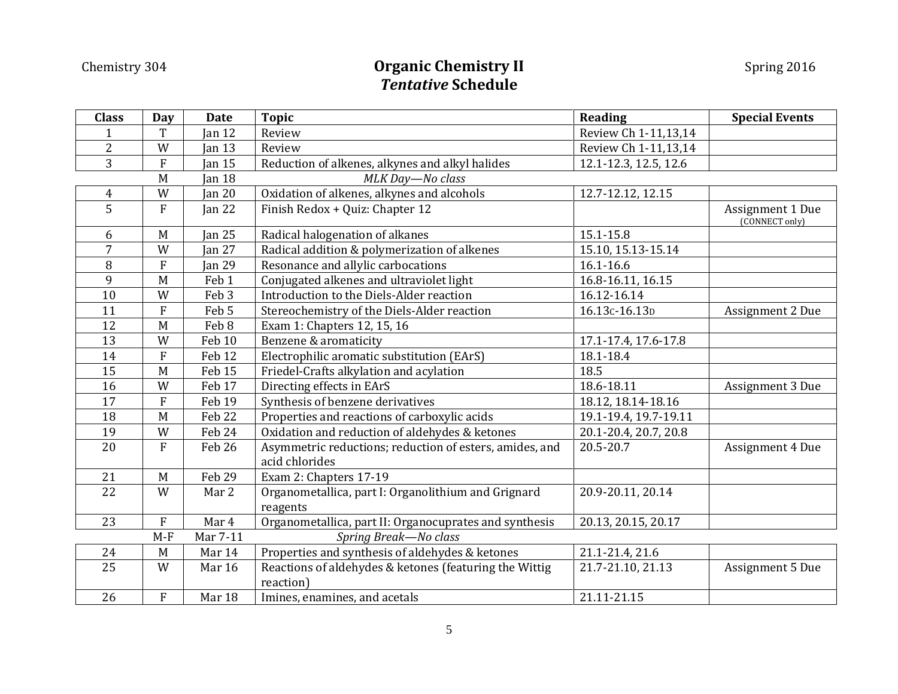Chemistry 304 | **Organic Chemistry II** | Spring 2016

# Organic Chemistry II
## *Tentative* Schedule

| Class | Day | Date | Topic | Reading | Special Events |
|---|---|---|---|---|---|
| 1 | T | Jan 12 | Review | Review Ch 1-11,13,14 | |
| 2 | W | Jan 13 | Review | Review Ch 1-11,13,14 | |
| 3 | F | Jan 15 | Reduction of alkenes, alkynes and alkyl halides | 12.1-12.3, 12.5, 12.6 | |
| | M | Jan 18 | *MLK Day—No class* | | |
| 4 | W | Jan 20 | Oxidation of alkenes, alkynes and alcohols | 12.7-12.12, 12.15 | |
| 5 | F | Jan 22 | Finish Redox + Quiz: Chapter 12 | | Assignment 1 Due (CONNECT only) |
| 6 | M | Jan 25 | Radical halogenation of alkanes | 15.1-15.8 | |
| 7 | W | Jan 27 | Radical addition & polymerization of alkenes | 15.10, 15.13-15.14 | |
| 8 | F | Jan 29 | Resonance and allylic carbocations | 16.1-16.6 | |
| 9 | M | Feb 1 | Conjugated alkenes and ultraviolet light | 16.8-16.11, 16.15 | |
| 10 | W | Feb 3 | Introduction to the Diels-Alder reaction | 16.12-16.14 | |
| 11 | F | Feb 5 | Stereochemistry of the Diels-Alder reaction | 16.13C-16.13D | Assignment 2 Due |
| 12 | M | Feb 8 | Exam 1: Chapters 12, 15, 16 | | |
| 13 | W | Feb 10 | Benzene & aromaticity | 17.1-17.4, 17.6-17.8 | |
| 14 | F | Feb 12 | Electrophilic aromatic substitution (EArS) | 18.1-18.4 | |
| 15 | M | Feb 15 | Friedel-Crafts alkylation and acylation | 18.5 | |
| 16 | W | Feb 17 | Directing effects in EArS | 18.6-18.11 | Assignment 3 Due |
| 17 | F | Feb 19 | Synthesis of benzene derivatives | 18.12, 18.14-18.16 | |
| 18 | M | Feb 22 | Properties and reactions of carboxylic acids | 19.1-19.4, 19.7-19.11 | |
| 19 | W | Feb 24 | Oxidation and reduction of aldehydes & ketones | 20.1-20.4, 20.7, 20.8 | |
| 20 | F | Feb 26 | Asymmetric reductions; reduction of esters, amides, and acid chlorides | 20.5-20.7 | Assignment 4 Due |
| 21 | M | Feb 29 | Exam 2: Chapters 17-19 | | |
| 22 | W | Mar 2 | Organometallica, part I: Organolithium and Grignard reagents | 20.9-20.11, 20.14 | |
| 23 | F | Mar 4 | Organometallica, part II: Organocuprates and synthesis | 20.13, 20.15, 20.17 | |
| | M-F | Mar 7-11 | *Spring Break—No class* | | |
| 24 | M | Mar 14 | Properties and synthesis of aldehydes & ketones | 21.1-21.4, 21.6 | |
| 25 | W | Mar 16 | Reactions of aldehydes & ketones (featuring the Wittig reaction) | 21.7-21.10, 21.13 | Assignment 5 Due |
| 26 | F | Mar 18 | Imines, enamines, and acetals | 21.11-21.15 | |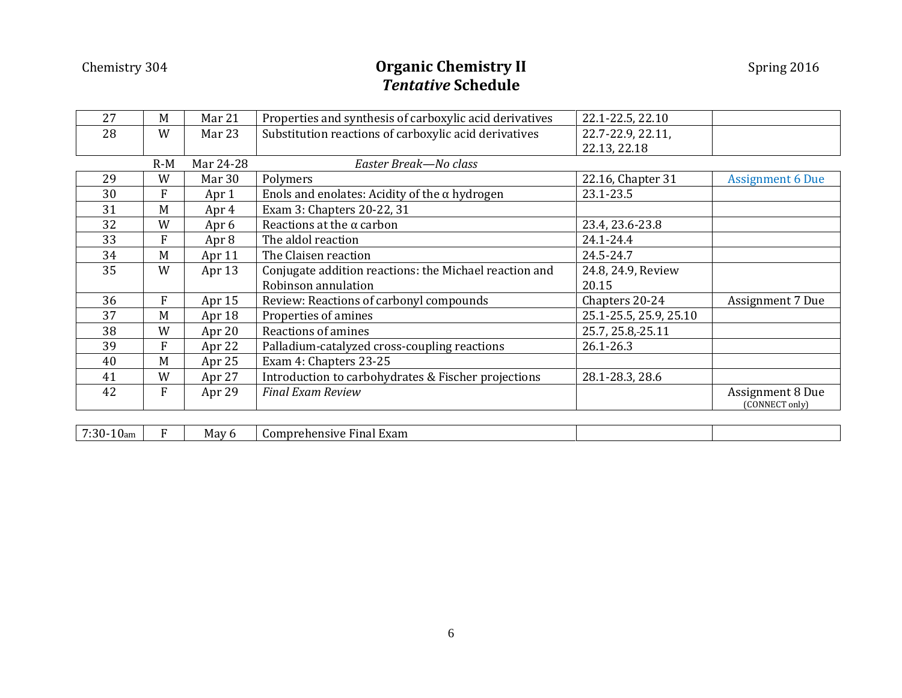Chemistry 304

# Organic Chemistry II
## *Tentative* Schedule

Spring 2016

| | | | | | |
|---|---|---|---|---|---|
| 27 | M | Mar 21 | Properties and synthesis of carboxylic acid derivatives | 22.1-22.5, 22.10 | |
| 28 | W | Mar 23 | Substitution reactions of carboxylic acid derivatives | 22.7-22.9, 22.11, 22.13, 22.18 | |
| | R-M | Mar 24-28 | *Easter Break—No class* | | |
| 29 | W | Mar 30 | Polymers | 22.16, Chapter 31 | Assignment 6 Due |
| 30 | F | Apr 1 | Enols and enolates: Acidity of the α hydrogen | 23.1-23.5 | |
| 31 | M | Apr 4 | Exam 3: Chapters 20-22, 31 | | |
| 32 | W | Apr 6 | Reactions at the α carbon | 23.4, 23.6-23.8 | |
| 33 | F | Apr 8 | The aldol reaction | 24.1-24.4 | |
| 34 | M | Apr 11 | The Claisen reaction | 24.5-24.7 | |
| 35 | W | Apr 13 | Conjugate addition reactions: the Michael reaction and Robinson annulation | 24.8, 24.9, Review 20.15 | |
| 36 | F | Apr 15 | Review: Reactions of carbonyl compounds | Chapters 20-24 | Assignment 7 Due |
| 37 | M | Apr 18 | Properties of amines | 25.1-25.5, 25.9, 25.10 | |
| 38 | W | Apr 20 | Reactions of amines | 25.7, 25.8,-25.11 | |
| 39 | F | Apr 22 | Palladium-catalyzed cross-coupling reactions | 26.1-26.3 | |
| 40 | M | Apr 25 | Exam 4: Chapters 23-25 | | |
| 41 | W | Apr 27 | Introduction to carbohydrates & Fischer projections | 28.1-28.3, 28.6 | |
| 42 | F | Apr 29 | *Final Exam Review* | | Assignment 8 Due (CONNECT only) |
| 7:30-10am | F | May 6 | Comprehensive Final Exam | | |